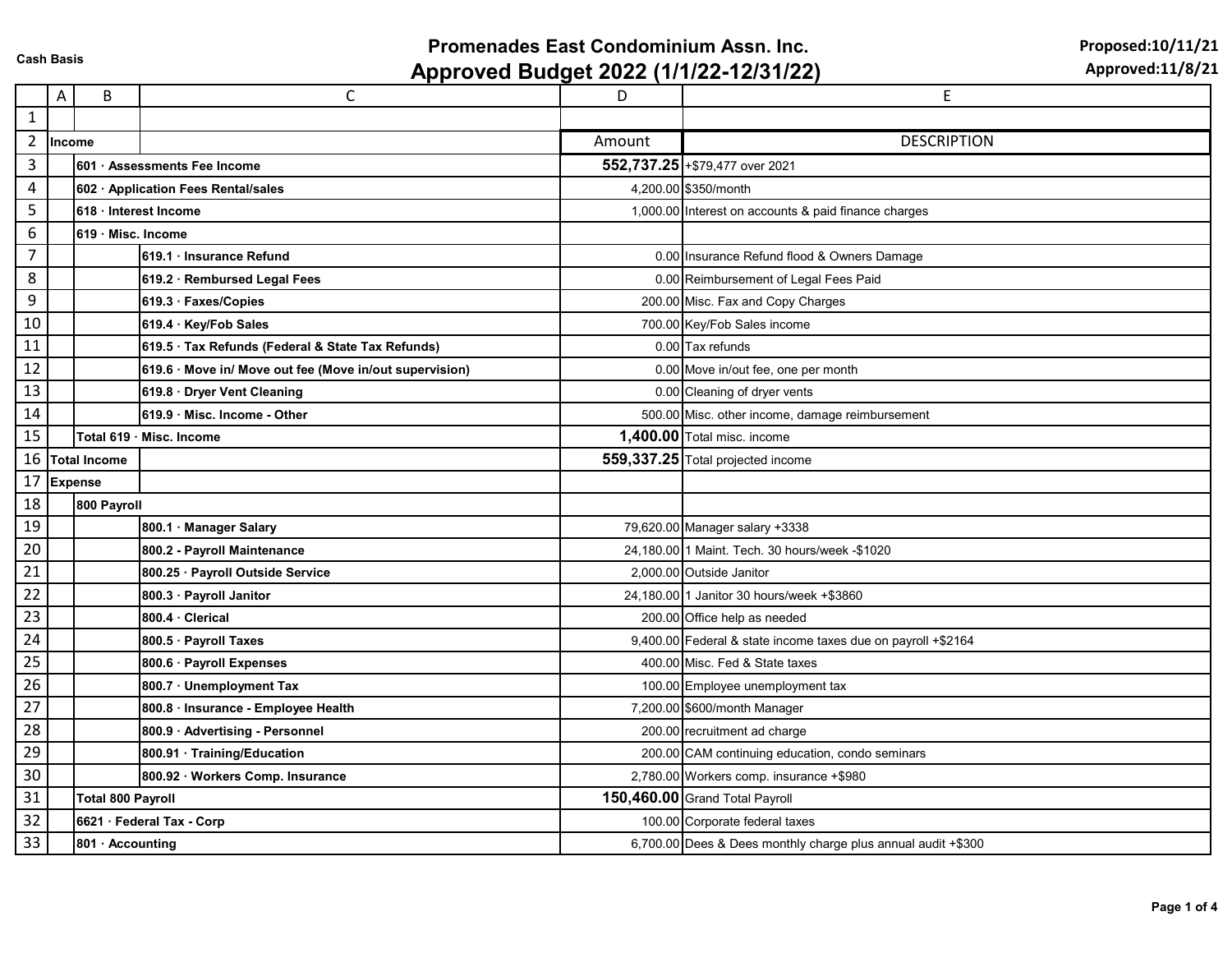Cash Basis

# Promenades East Condominium Assn. Inc.
## Approved Budget 2022 (1/1/22-12/31/22)

**Proposed:10/11/21**
**Approved:11/8/21**

| | A | B | C | D | E |
|---|---|---|---|---|---|
| 1 | | | | | |
| 2 | **Income** | | | Amount | DESCRIPTION |
| 3 | | **601 · Assessments Fee Income** | | **552,737.25** | +$79,477 over 2021 |
| 4 | | **602 · Application Fees Rental/sales** | | 4,200.00 | $350/month |
| 5 | | **618 · Interest Income** | | 1,000.00 | Interest on accounts & paid finance charges |
| 6 | | **619 · Misc. Income** | | | |
| 7 | | | **619.1 · Insurance Refund** | 0.00 | Insurance Refund flood & Owners Damage |
| 8 | | | **619.2 · Rembursed Legal Fees** | 0.00 | Reimbursement of Legal Fees Paid |
| 9 | | | **619.3 · Faxes/Copies** | 200.00 | Misc. Fax and Copy Charges |
| 10 | | | **619.4 · Key/Fob Sales** | 700.00 | Key/Fob Sales income |
| 11 | | | **619.5 · Tax Refunds (Federal & State Tax Refunds)** | 0.00 | Tax refunds |
| 12 | | | **619.6 · Move in/ Move out fee (Move in/out supervision)** | 0.00 | Move in/out fee, one per month |
| 13 | | | **619.8 · Dryer Vent Cleaning** | 0.00 | Cleaning of dryer vents |
| 14 | | | **619.9 · Misc. Income - Other** | 500.00 | Misc. other income, damage reimbursement |
| 15 | | **Total 619 · Misc. Income** | | **1,400.00** | Total misc. income |
| 16 | **Total Income** | | | **559,337.25** | Total projected income |
| 17 | **Expense** | | | | |
| 18 | | **800 Payroll** | | | |
| 19 | | | **800.1 · Manager Salary** | 79,620.00 | Manager salary +3338 |
| 20 | | | **800.2 - Payroll Maintenance** | 24,180.00 | 1 Maint. Tech. 30 hours/week -$1020 |
| 21 | | | **800.25 · Payroll Outside Service** | 2,000.00 | Outside Janitor |
| 22 | | | **800.3 · Payroll Janitor** | 24,180.00 | 1 Janitor 30 hours/week +$3860 |
| 23 | | | **800.4 · Clerical** | 200.00 | Office help as needed |
| 24 | | | **800.5 · Payroll Taxes** | 9,400.00 | Federal & state income taxes due on payroll +$2164 |
| 25 | | | **800.6 · Payroll Expenses** | 400.00 | Misc. Fed & State taxes |
| 26 | | | **800.7 · Unemployment Tax** | 100.00 | Employee unemployment tax |
| 27 | | | **800.8 · Insurance - Employee Health** | 7,200.00 | $600/month Manager |
| 28 | | | **800.9 · Advertising - Personnel** | 200.00 | recruitment ad charge |
| 29 | | | **800.91 · Training/Education** | 200.00 | CAM continuing education, condo seminars |
| 30 | | | **800.92 · Workers Comp. Insurance** | 2,780.00 | Workers comp. insurance +$980 |
| 31 | | **Total 800 Payroll** | | **150,460.00** | Grand Total Payroll |
| 32 | | **6621 · Federal Tax - Corp** | | 100.00 | Corporate federal taxes |
| 33 | | **801 · Accounting** | | 6,700.00 | Dees & Dees monthly charge plus annual audit +$300 |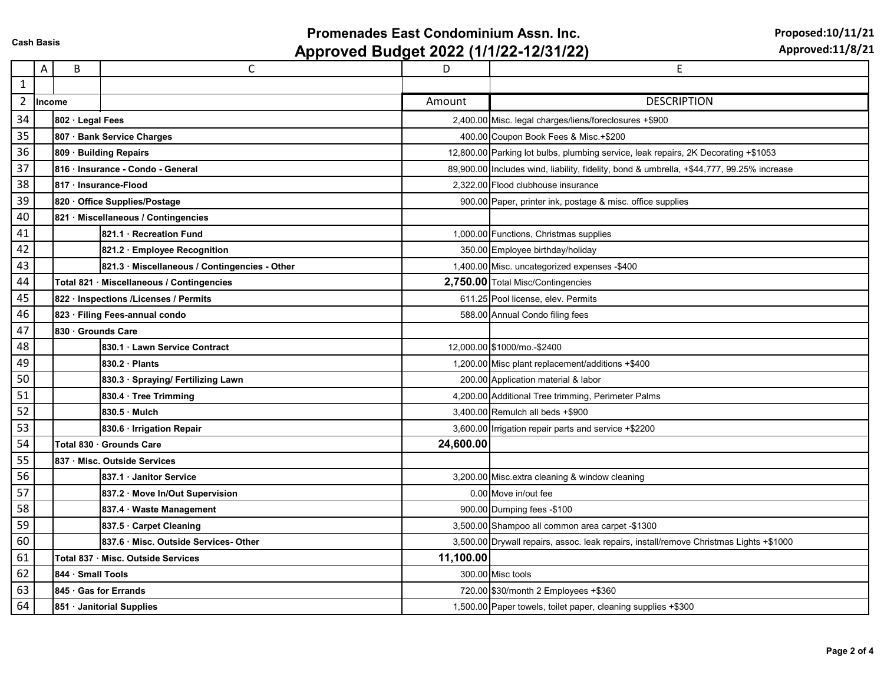Cash Basis

# Promenades East Condominium Assn. Inc.
## Approved Budget 2022 (1/1/22-12/31/22)

Proposed:10/11/21
Approved:11/8/21

| | A | B | C | D | E |
|---|---|---|---|---|---|
| 1 | | | | | |
| 2 | **Income** | | | Amount | DESCRIPTION |
| 34 | | **802 · Legal Fees** | | 2,400.00 | Misc. legal charges/liens/foreclosures +$900 |
| 35 | | **807 · Bank Service Charges** | | 400.00 | Coupon Book Fees & Misc.+$200 |
| 36 | | **809 · Building Repairs** | | 12,800.00 | Parking lot bulbs, plumbing service, leak repairs, 2K Decorating +$1053 |
| 37 | | **816 · Insurance - Condo - General** | | 89,900.00 | Includes wind, liability, fidelity, bond & umbrella, +$44,777, 99.25% increase |
| 38 | | **817 · Insurance-Flood** | | 2,322.00 | Flood clubhouse insurance |
| 39 | | **820 · Office Supplies/Postage** | | 900.00 | Paper, printer ink, postage & misc. office supplies |
| 40 | | **821 · Miscellaneous / Contingencies** | | | |
| 41 | | | **821.1 · Recreation Fund** | 1,000.00 | Functions, Christmas supplies |
| 42 | | | **821.2 · Employee Recognition** | 350.00 | Employee birthday/holiday |
| 43 | | | **821.3 · Miscellaneous / Contingencies - Other** | 1,400.00 | Misc. uncategorized expenses -$400 |
| 44 | | **Total 821 · Miscellaneous / Contingencies** | | **2,750.00** | Total Misc/Contingencies |
| 45 | | **822 · Inspections /Licenses / Permits** | | 611.25 | Pool license, elev. Permits |
| 46 | | **823 · Filing Fees-annual condo** | | 588.00 | Annual Condo filing fees |
| 47 | | **830 · Grounds Care** | | | |
| 48 | | | **830.1 · Lawn Service Contract** | 12,000.00 | $1000/mo.-$2400 |
| 49 | | | **830.2 · Plants** | 1,200.00 | Misc plant replacement/additions +$400 |
| 50 | | | **830.3 · Spraying/ Fertilizing Lawn** | 200.00 | Application material & labor |
| 51 | | | **830.4 · Tree Trimming** | 4,200.00 | Additional Tree trimming, Perimeter Palms |
| 52 | | | **830.5 · Mulch** | 3,400.00 | Remulch all beds +$900 |
| 53 | | | **830.6 · Irrigation Repair** | 3,600.00 | Irrigation repair parts and service +$2200 |
| 54 | | **Total 830 · Grounds Care** | | **24,600.00** | |
| 55 | | **837 · Misc. Outside Services** | | | |
| 56 | | | **837.1 · Janitor Service** | 3,200.00 | Misc.extra cleaning & window cleaning |
| 57 | | | **837.2 · Move In/Out Supervision** | 0.00 | Move in/out fee |
| 58 | | | **837.4 · Waste Management** | 900.00 | Dumping fees -$100 |
| 59 | | | **837.5 · Carpet Cleaning** | 3,500.00 | Shampoo all common area carpet -$1300 |
| 60 | | | **837.6 · Misc. Outside Services- Other** | 3,500.00 | Drywall repairs, assoc. leak repairs, install/remove Christmas Lights +$1000 |
| 61 | | **Total 837 · Misc. Outside Services** | | **11,100.00** | |
| 62 | | **844 · Small Tools** | | 300.00 | Misc tools |
| 63 | | **845 · Gas for Errands** | | 720.00 | $30/month 2 Employees +$360 |
| 64 | | **851 · Janitorial Supplies** | | 1,500.00 | Paper towels, toilet paper, cleaning supplies +$300 |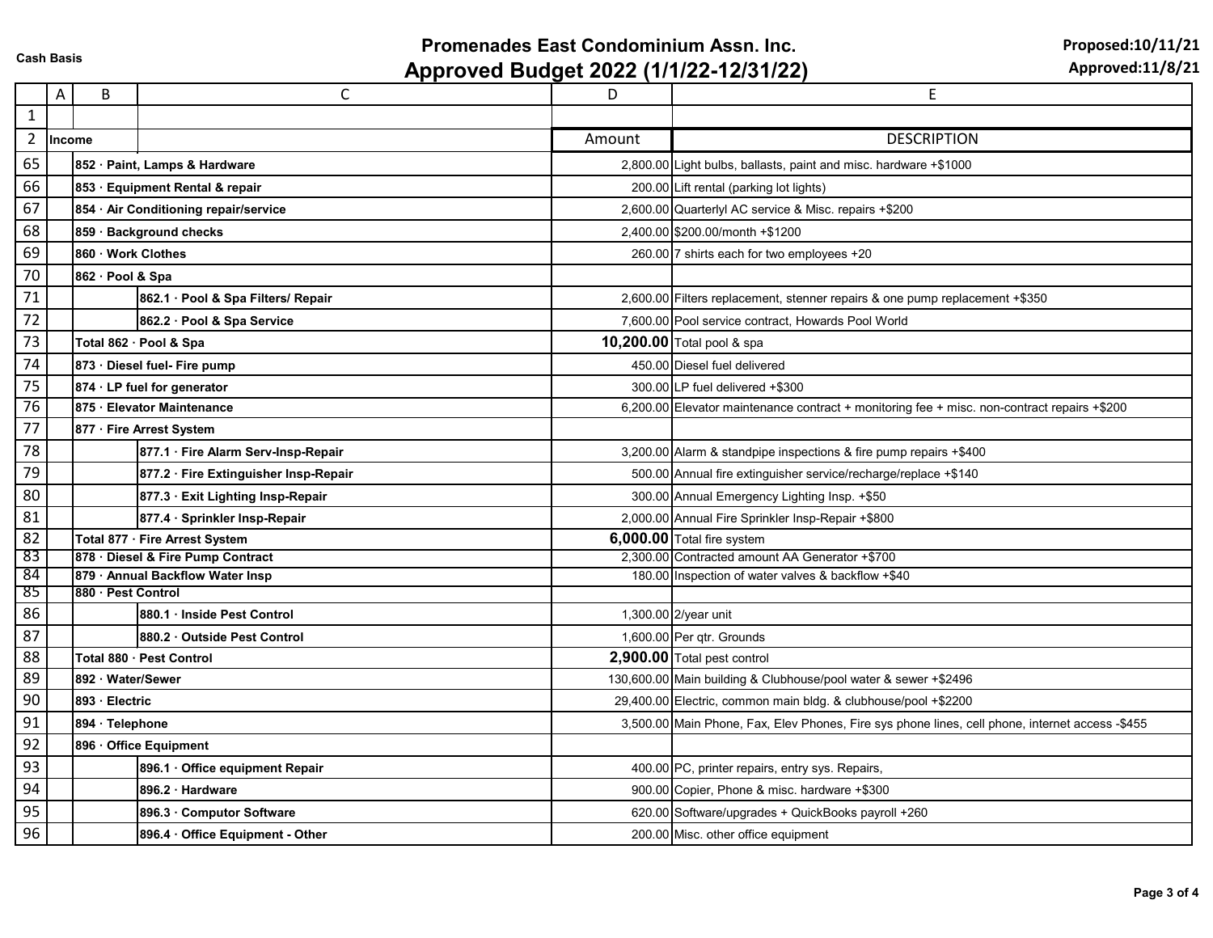Cash Basis

# Promenades East Condominium Assn. Inc.
## Approved Budget 2022 (1/1/22-12/31/22)

Proposed:10/11/21
Approved:11/8/21

| | A | B | C | D | E |
|---|---|---|---|---|---|
| 1 | | | | | |
| 2 | Income | | | Amount | DESCRIPTION |
| 65 | | 852 · Paint, Lamps & Hardware | | 2,800.00 | Light bulbs, ballasts, paint and misc. hardware +$1000 |
| 66 | | 853 · Equipment Rental & repair | | 200.00 | Lift rental (parking lot lights) |
| 67 | | 854 · Air Conditioning repair/service | | 2,600.00 | Quarterlyl AC service & Misc. repairs +$200 |
| 68 | | 859 · Background checks | | 2,400.00 | $200.00/month +$1200 |
| 69 | | 860 · Work Clothes | | 260.00 | 7 shirts each for two employees +20 |
| 70 | | 862 · Pool & Spa | | | |
| 71 | | | 862.1 · Pool & Spa Filters/ Repair | 2,600.00 | Filters replacement, stenner repairs & one pump replacement +$350 |
| 72 | | | 862.2 · Pool & Spa Service | 7,600.00 | Pool service contract, Howards Pool World |
| 73 | | Total 862 · Pool & Spa | | **10,200.00** | Total pool & spa |
| 74 | | 873 · Diesel fuel- Fire pump | | 450.00 | Diesel fuel delivered |
| 75 | | 874 · LP fuel for generator | | 300.00 | LP fuel delivered +$300 |
| 76 | | 875 · Elevator Maintenance | | 6,200.00 | Elevator maintenance contract + monitoring fee + misc. non-contract repairs +$200 |
| 77 | | 877 · Fire Arrest System | | | |
| 78 | | | 877.1 · Fire Alarm Serv-Insp-Repair | 3,200.00 | Alarm & standpipe inspections & fire pump repairs +$400 |
| 79 | | | 877.2 · Fire Extinguisher Insp-Repair | 500.00 | Annual fire extinguisher service/recharge/replace +$140 |
| 80 | | | 877.3 · Exit Lighting Insp-Repair | 300.00 | Annual Emergency Lighting Insp. +$50 |
| 81 | | | 877.4 · Sprinkler Insp-Repair | 2,000.00 | Annual Fire Sprinkler Insp-Repair +$800 |
| 82 | | Total 877 · Fire Arrest System | | **6,000.00** | Total fire system |
| 83 | | 878 · Diesel & Fire Pump Contract | | 2,300.00 | Contracted amount AA Generator +$700 |
| 84 | | 879 · Annual Backflow Water Insp | | 180.00 | Inspection of water valves & backflow +$40 |
| 85 | | 880 · Pest Control | | | |
| 86 | | | 880.1 · Inside Pest Control | 1,300.00 | 2/year unit |
| 87 | | | 880.2 · Outside Pest Control | 1,600.00 | Per qtr. Grounds |
| 88 | | Total 880 · Pest Control | | **2,900.00** | Total pest control |
| 89 | | 892 · Water/Sewer | | 130,600.00 | Main building & Clubhouse/pool water & sewer +$2496 |
| 90 | | 893 · Electric | | 29,400.00 | Electric, common main bldg. & clubhouse/pool +$2200 |
| 91 | | 894 · Telephone | | 3,500.00 | Main Phone, Fax, Elev Phones, Fire sys phone lines, cell phone, internet access -$455 |
| 92 | | 896 · Office Equipment | | | |
| 93 | | | 896.1 · Office equipment Repair | 400.00 | PC, printer repairs, entry sys. Repairs, |
| 94 | | | 896.2 · Hardware | 900.00 | Copier, Phone & misc. hardware +$300 |
| 95 | | | 896.3 · Computor Software | 620.00 | Software/upgrades + QuickBooks payroll +260 |
| 96 | | | 896.4 · Office Equipment - Other | 200.00 | Misc. other office equipment |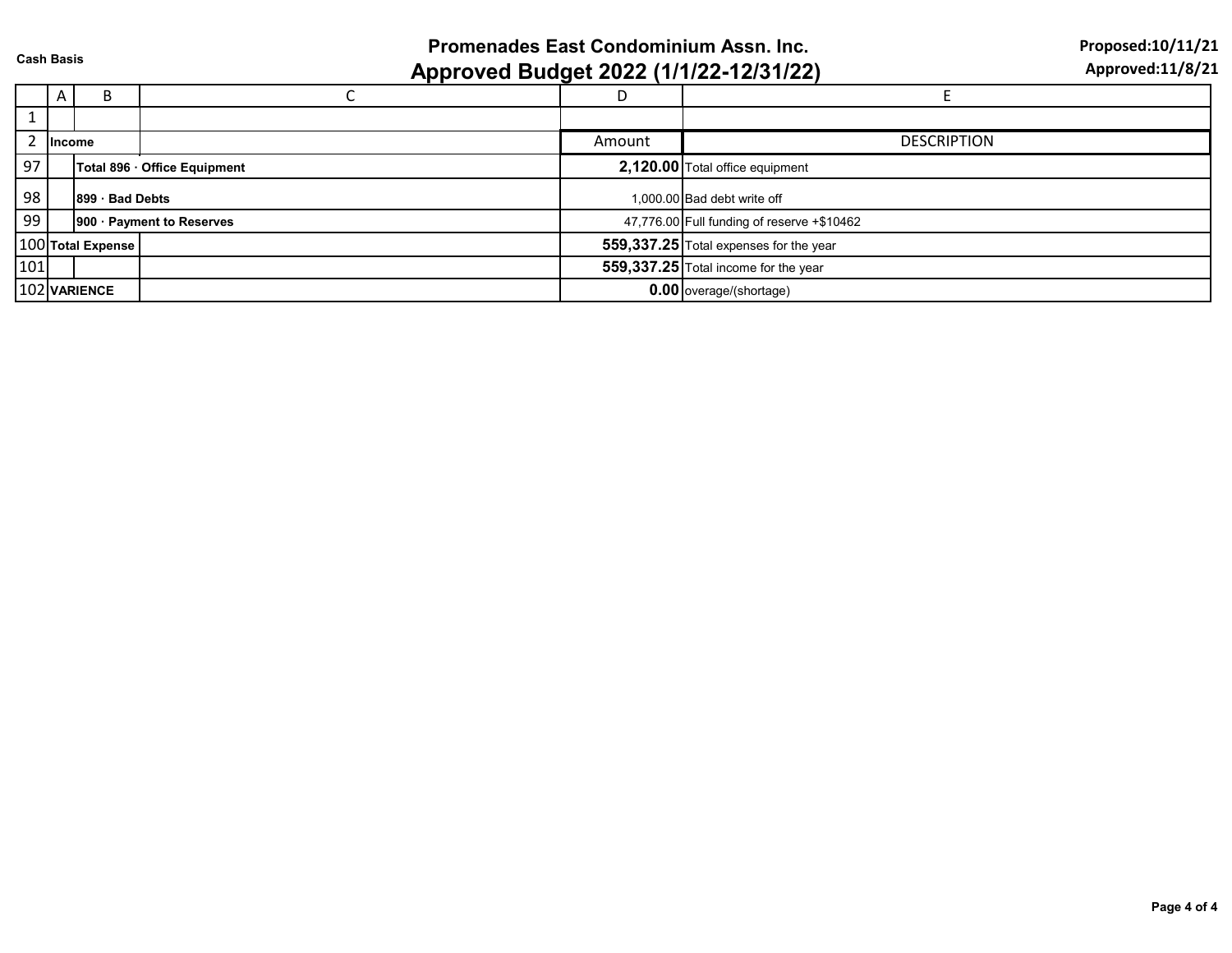Cash Basis

# Promenades East Condominium Assn. Inc.
## Approved Budget 2022 (1/1/22-12/31/22)

**Proposed:10/11/21**
**Approved:11/8/21**

| | A | B | C | D | E |
|---|---|---|---|---|---|
| 1 | | | | | |
| 2 | **Income** | | | Amount | DESCRIPTION |
| 97 | | **Total 896 · Office Equipment** | | **2,120.00** | Total office equipment |
| 98 | | **899 · Bad Debts** | | 1,000.00 | Bad debt write off |
| 99 | | **900 · Payment to Reserves** | | 47,776.00 | Full funding of reserve +$10462 |
| 100 | **Total Expense** | | | **559,337.25** | Total expenses for the year |
| 101 | | | | **559,337.25** | Total income for the year |
| 102 | **VARIENCE** | | | **0.00** | overage/(shortage) |